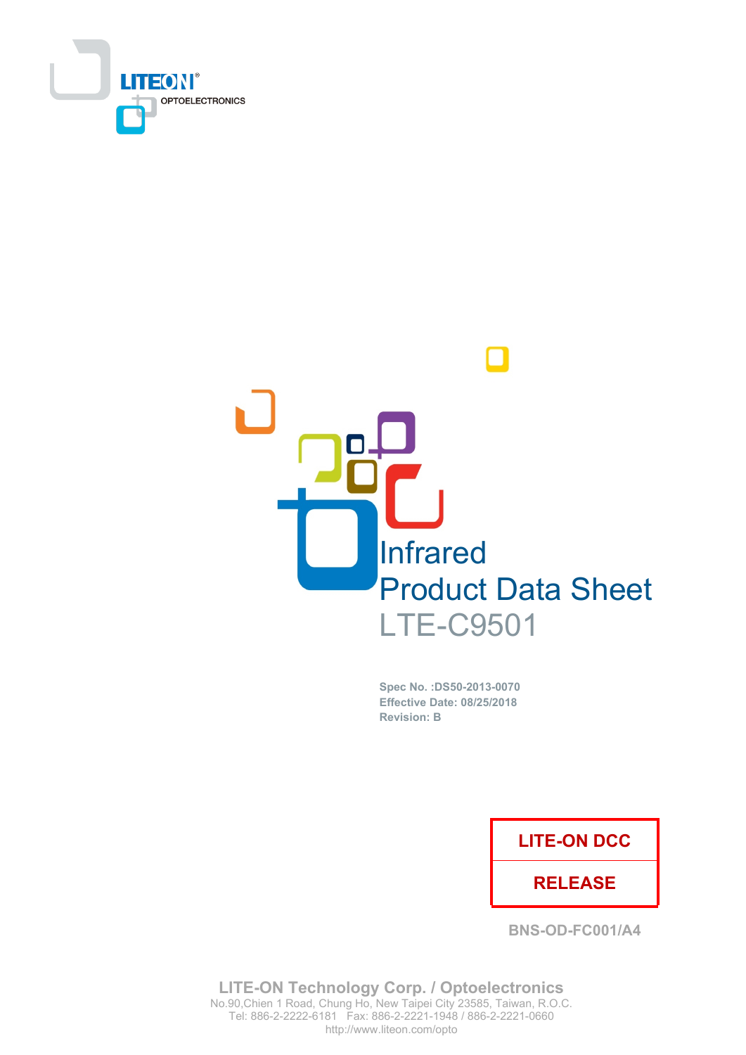LITEON® OPTOELECTRONICS

# Infrared
# Product Data Sheet
# LTE-C9501

**Spec No. :DS50-2013-0070**
**Effective Date: 08/25/2018**
**Revision: B**

| LITE-ON DCC |
| --- |
| RELEASE |

BNS-OD-FC001/A4

**LITE-ON Technology Corp. / Optoelectronics**
No.90,Chien 1 Road, Chung Ho, New Taipei City 23585, Taiwan, R.O.C.
Tel: 886-2-2222-6181 Fax: 886-2-2221-1948 / 886-2-2221-0660
http://www.liteon.com/opto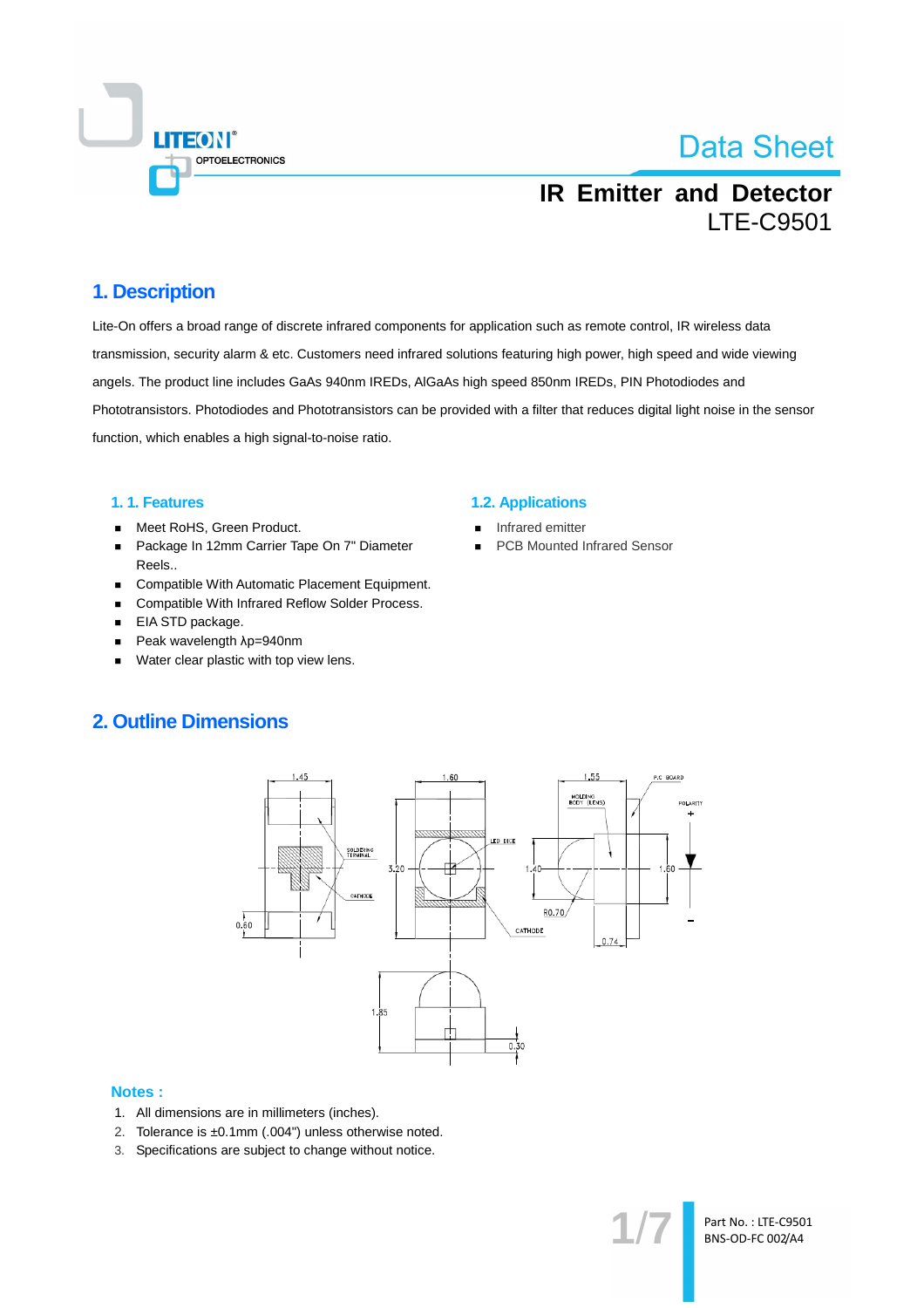# IR Emitter and Detector

LTE-C9501

## 1. Description

Lite-On offers a broad range of discrete infrared components for application such as remote control, IR wireless data transmission, security alarm & etc. Customers need infrared solutions featuring high power, high speed and wide viewing angels. The product line includes GaAs 940nm IREDs, AlGaAs high speed 850nm IREDs, PIN Photodiodes and Phototransistors. Photodiodes and Phototransistors can be provided with a filter that reduces digital light noise in the sensor function, which enables a high signal-to-noise ratio.

### 1. 1. Features

- Meet RoHS, Green Product.
- Package In 12mm Carrier Tape On 7" Diameter Reels..
- Compatible With Automatic Placement Equipment.
- Compatible With Infrared Reflow Solder Process.
- EIA STD package.
- Peak wavelength λp=940nm
- Water clear plastic with top view lens.

### 1.2. Applications

- Infrared emitter
- PCB Mounted Infrared Sensor

## 2. Outline Dimensions

### Notes :

1. All dimensions are in millimeters (inches).
2. Tolerance is ±0.1mm (.004") unless otherwise noted.
3. Specifications are subject to change without notice.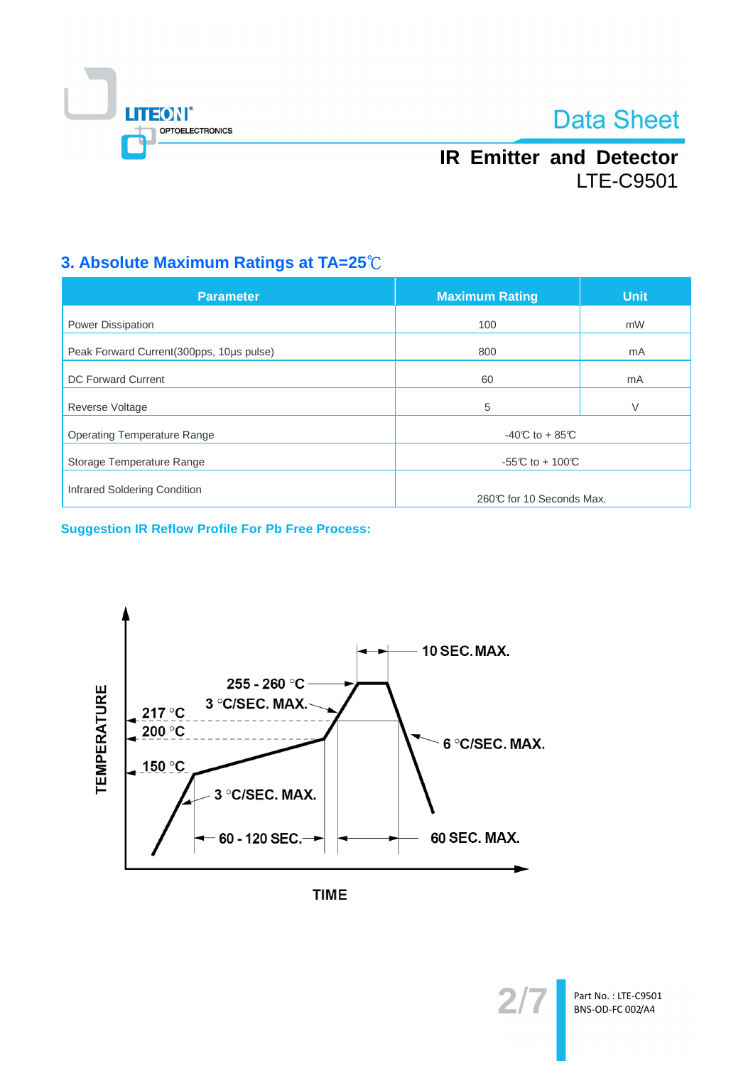## 3. Absolute Maximum Ratings at TA=25℃

| Parameter | Maximum Rating | Unit |
|---|---|---|
| Power Dissipation | 100 | mW |
| Peak Forward Current(300pps, 10μs pulse) | 800 | mA |
| DC Forward Current | 60 | mA |
| Reverse Voltage | 5 | V |
| Operating Temperature Range | -40℃ to + 85℃ | |
| Storage Temperature Range | -55℃ to + 100℃ | |
| Infrared Soldering Condition | 260℃ for 10 Seconds Max. | |

**Suggestion IR Reflow Profile For Pb Free Process:**

TEMPERATURE

10 SEC. MAX.

255 - 260 °C

3 °C/SEC. MAX.

217 °C

200 °C

6 °C/SEC. MAX.

150 °C

3 °C/SEC. MAX.

60 - 120 SEC.

60 SEC. MAX.

TIME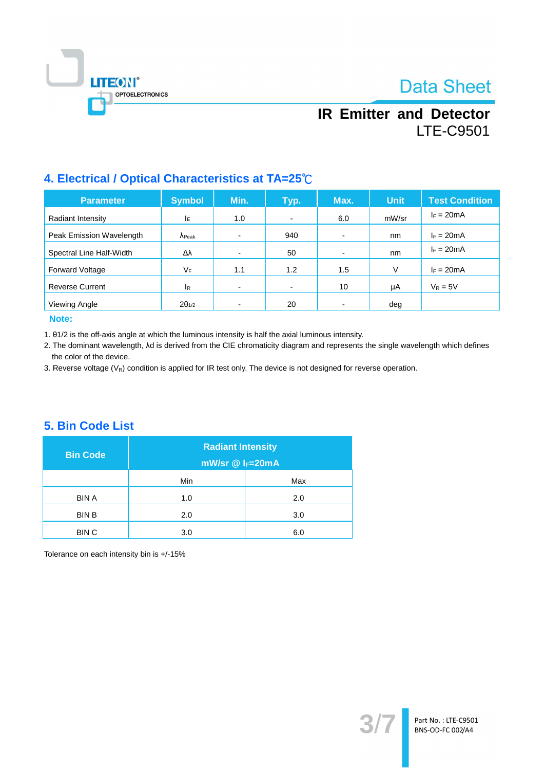## 4. Electrical / Optical Characteristics at TA=25℃

| Parameter | Symbol | Min. | Typ. | Max. | Unit | Test Condition |
|---|---|---|---|---|---|---|
| Radiant Intensity | $I_E$ | 1.0 | - | 6.0 | mW/sr | $I_F$ = 20mA |
| Peak Emission Wavelength | $\lambda_{Peak}$ | - | 940 | - | nm | $I_F$ = 20mA |
| Spectral Line Half-Width | $\Delta\lambda$ | - | 50 | - | nm | $I_F$ = 20mA |
| Forward Voltage | $V_F$ | 1.1 | 1.2 | 1.5 | V | $I_F$ = 20mA |
| Reverse Current | $I_R$ | - | - | 10 | μA | $V_R$ = 5V |
| Viewing Angle | $2\theta_{1/2}$ | - | 20 | - | deg | |

**Note:**

1. θ1/2 is the off-axis angle at which the luminous intensity is half the axial luminous intensity.
2. The dominant wavelength, λd is derived from the CIE chromaticity diagram and represents the single wavelength which defines the color of the device.
3. Reverse voltage ($V_R$) condition is applied for IR test only. The device is not designed for reverse operation.

## 5. Bin Code List

| Bin Code | Radiant Intensity mW/sr @ $I_F$=20mA | |
|---|---|---|
| | Min | Max |
| BIN A | 1.0 | 2.0 |
| BIN B | 2.0 | 3.0 |
| BIN C | 3.0 | 6.0 |

Tolerance on each intensity bin is +/-15%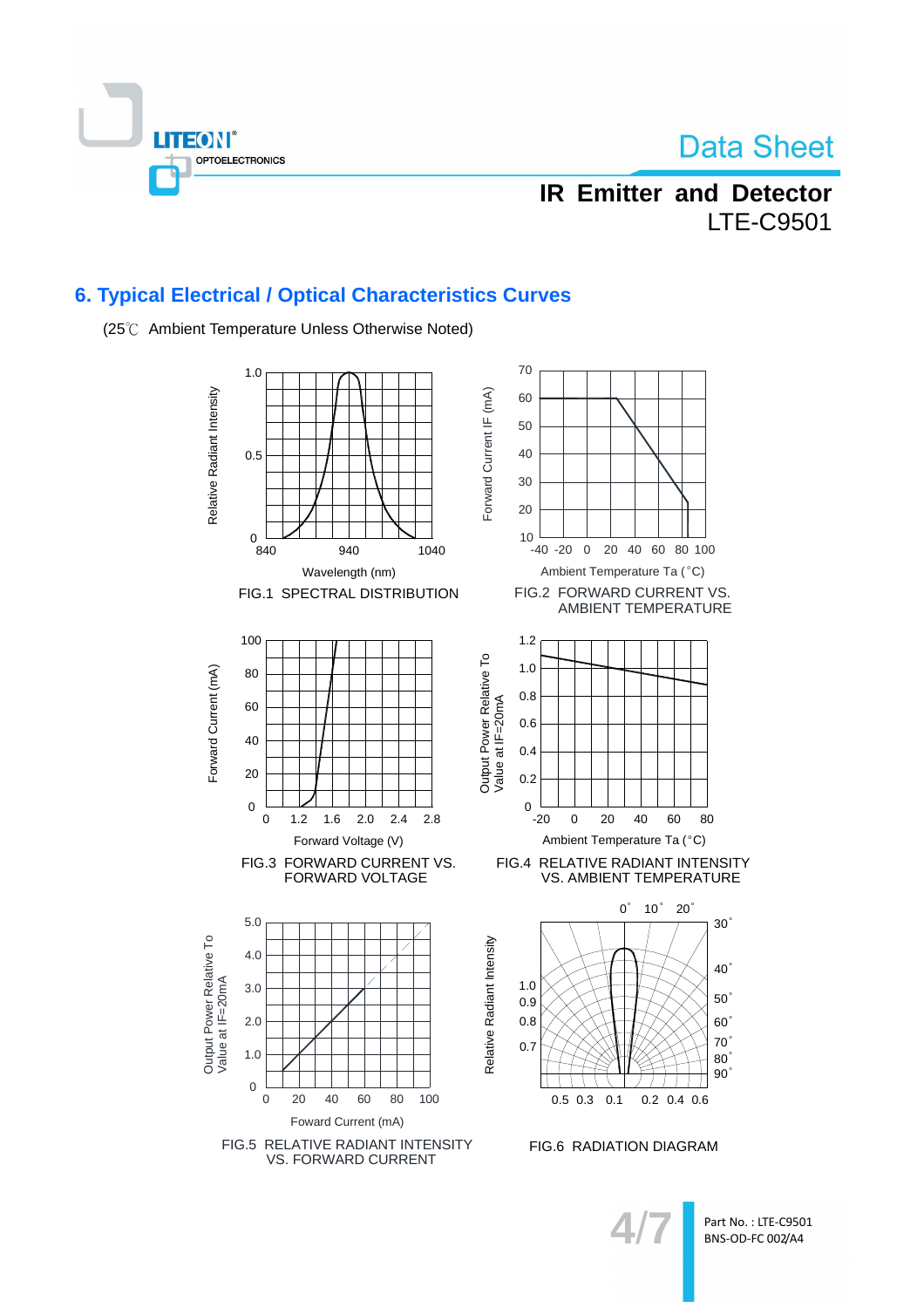## 6. Typical Electrical / Optical Characteristics Curves

(25℃ Ambient Temperature Unless Otherwise Noted)

FIG.1 SPECTRAL DISTRIBUTION

FIG.2 FORWARD CURRENT VS. AMBIENT TEMPERATURE

FIG.3 FORWARD CURRENT VS. FORWARD VOLTAGE

FIG.4 RELATIVE RADIANT INTENSITY VS. AMBIENT TEMPERATURE

FIG.5 RELATIVE RADIANT INTENSITY VS. FORWARD CURRENT

FIG.6 RADIATION DIAGRAM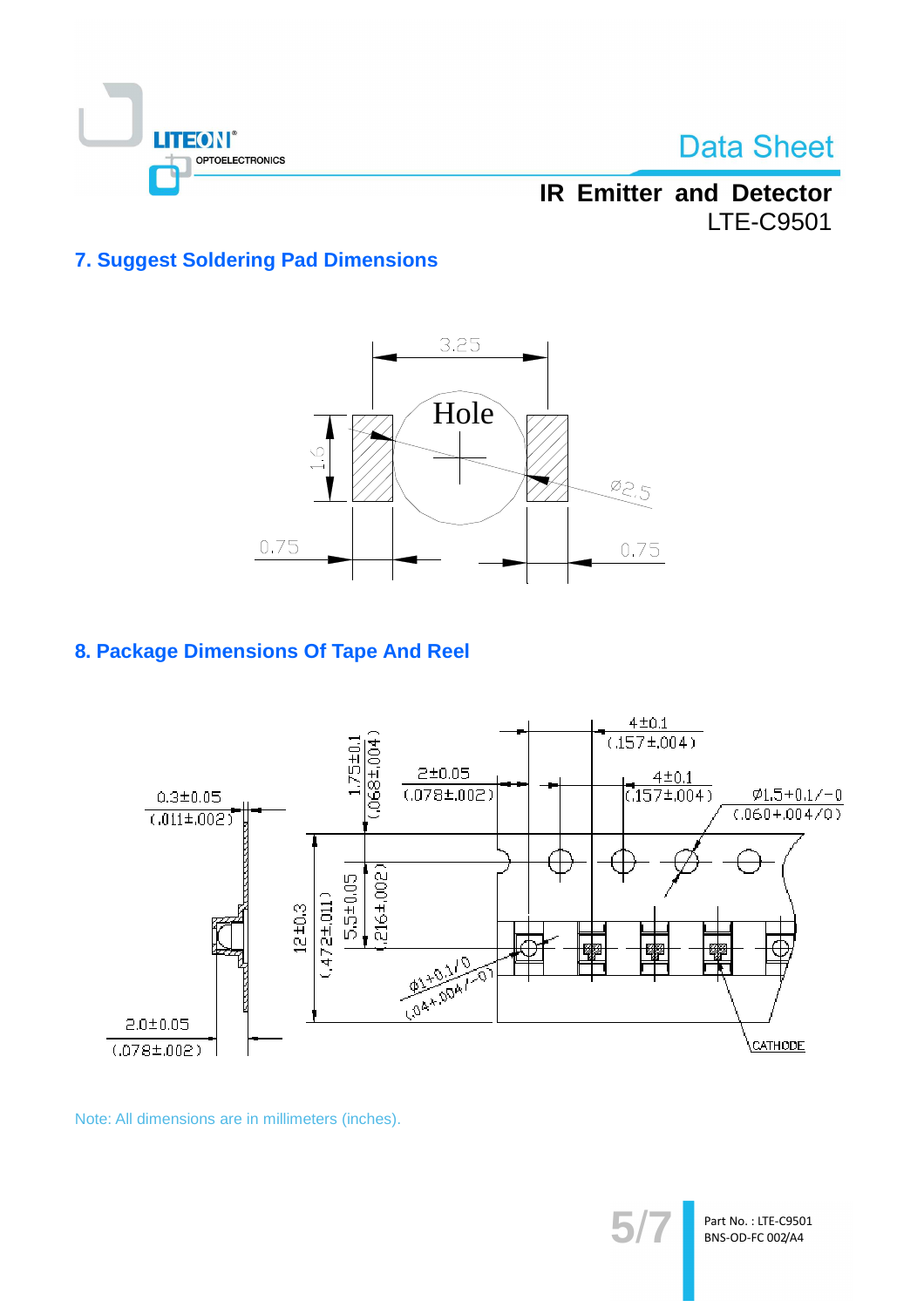## 7. Suggest Soldering Pad Dimensions

## 8. Package Dimensions Of Tape And Reel

Note: All dimensions are in millimeters (inches).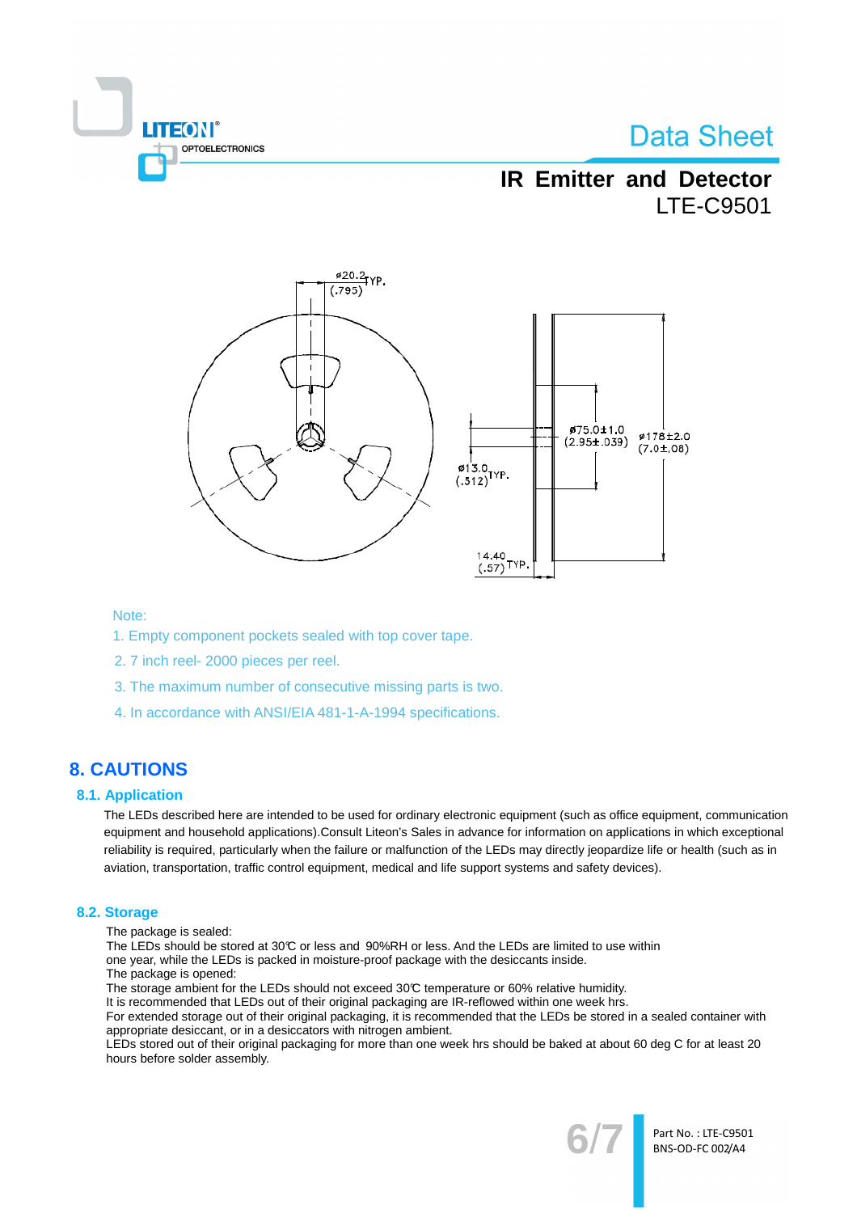Note:

1. Empty component pockets sealed with top cover tape.
2. 7 inch reel- 2000 pieces per reel.
3. The maximum number of consecutive missing parts is two.
4. In accordance with ANSI/EIA 481-1-A-1994 specifications.

## 8. CAUTIONS

### 8.1. Application

The LEDs described here are intended to be used for ordinary electronic equipment (such as office equipment, communication equipment and household applications).Consult Liteon's Sales in advance for information on applications in which exceptional reliability is required, particularly when the failure or malfunction of the LEDs may directly jeopardize life or health (such as in aviation, transportation, traffic control equipment, medical and life support systems and safety devices).

### 8.2. Storage

The package is sealed:
The LEDs should be stored at 30℃ or less and 90%RH or less. And the LEDs are limited to use within one year, while the LEDs is packed in moisture-proof package with the desiccants inside.
The package is opened:
The storage ambient for the LEDs should not exceed 30℃ temperature or 60% relative humidity.
It is recommended that LEDs out of their original packaging are IR-reflowed within one week hrs.
For extended storage out of their original packaging, it is recommended that the LEDs be stored in a sealed container with appropriate desiccant, or in a desiccators with nitrogen ambient.
LEDs stored out of their original packaging for more than one week hrs should be baked at about 60 deg C for at least 20 hours before solder assembly.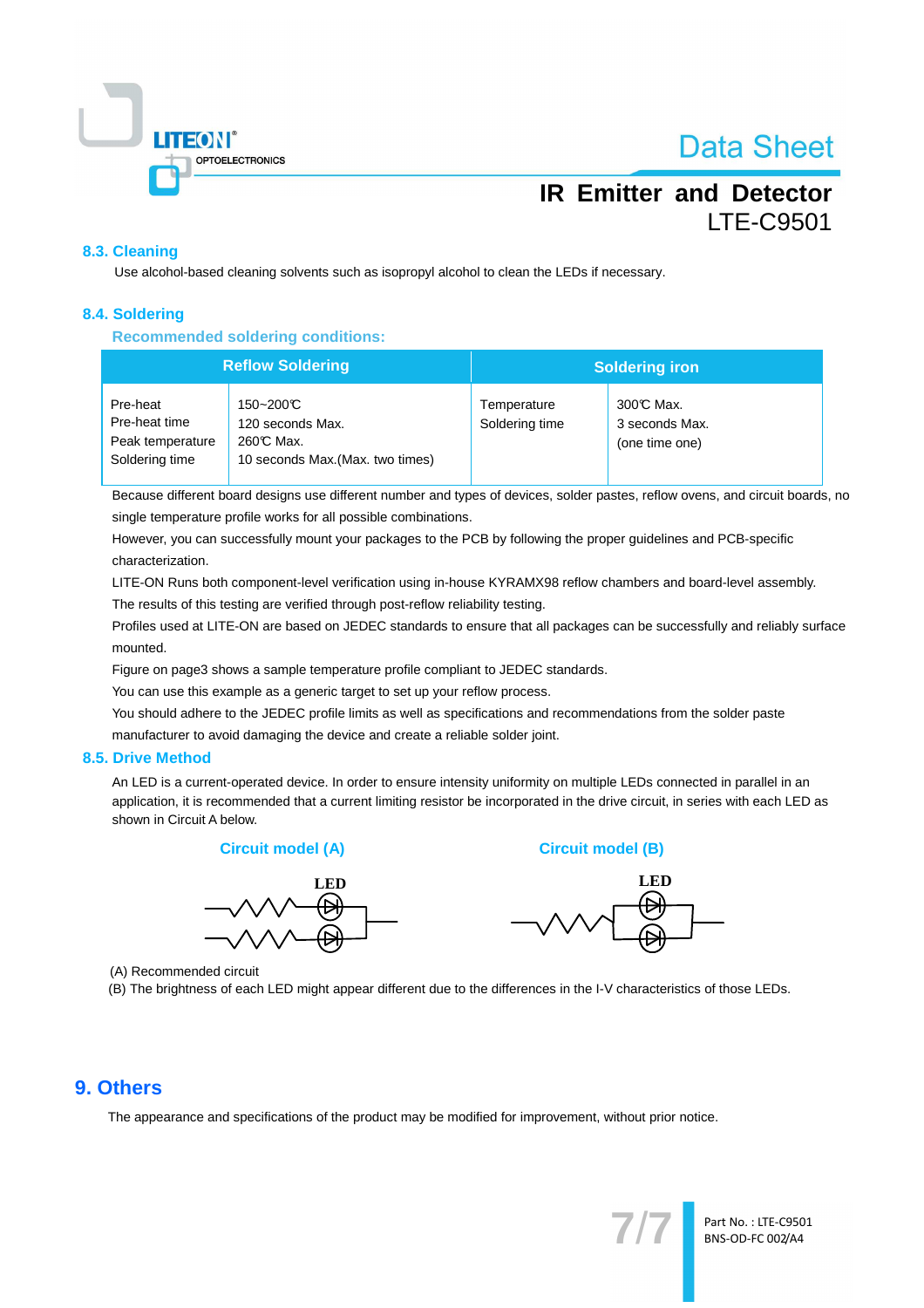### 8.3. Cleaning

Use alcohol-based cleaning solvents such as isopropyl alcohol to clean the LEDs if necessary.

### 8.4. Soldering

#### Recommended soldering conditions:

| Reflow Soldering | | Soldering iron | |
|---|---|---|---|
| Pre-heat<br>Pre-heat time<br>Peak temperature<br>Soldering time | 150~200℃<br>120 seconds Max.<br>260℃ Max.<br>10 seconds Max.(Max. two times) | Temperature<br>Soldering time | 300℃ Max.<br>3 seconds Max.<br>(one time one) |

Because different board designs use different number and types of devices, solder pastes, reflow ovens, and circuit boards, no single temperature profile works for all possible combinations.

However, you can successfully mount your packages to the PCB by following the proper guidelines and PCB-specific characterization.

LITE-ON Runs both component-level verification using in-house KYRAMX98 reflow chambers and board-level assembly. The results of this testing are verified through post-reflow reliability testing.

Profiles used at LITE-ON are based on JEDEC standards to ensure that all packages can be successfully and reliably surface mounted.

Figure on page3 shows a sample temperature profile compliant to JEDEC standards.

You can use this example as a generic target to set up your reflow process.

You should adhere to the JEDEC profile limits as well as specifications and recommendations from the solder paste manufacturer to avoid damaging the device and create a reliable solder joint.

### 8.5. Drive Method

An LED is a current-operated device. In order to ensure intensity uniformity on multiple LEDs connected in parallel in an application, it is recommended that a current limiting resistor be incorporated in the drive circuit, in series with each LED as shown in Circuit A below.

Circuit model (A)

LED

Circuit model (B)

LED

(A) Recommended circuit

(B) The brightness of each LED might appear different due to the differences in the I-V characteristics of those LEDs.

## 9. Others

The appearance and specifications of the product may be modified for improvement, without prior notice.